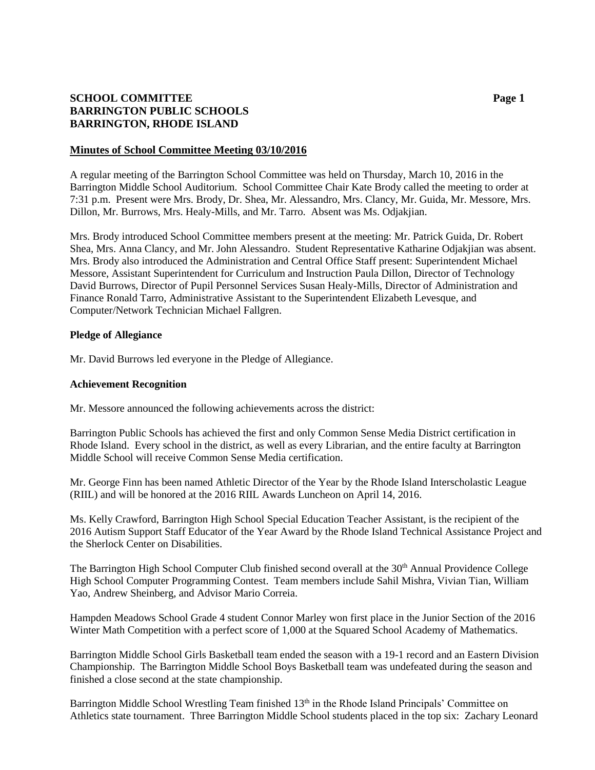**SCHOOL COMMITTEE**
**BARRINGTON PUBLIC SCHOOLS**
**BARRINGTON, RHODE ISLAND**

**Minutes of School Committee Meeting 03/10/2016**

A regular meeting of the Barrington School Committee was held on Thursday, March 10, 2016 in the Barrington Middle School Auditorium. School Committee Chair Kate Brody called the meeting to order at 7:31 p.m. Present were Mrs. Brody, Dr. Shea, Mr. Alessandro, Mrs. Clancy, Mr. Guida, Mr. Messore, Mrs. Dillon, Mr. Burrows, Mrs. Healy-Mills, and Mr. Tarro. Absent was Ms. Odjakjian.

Mrs. Brody introduced School Committee members present at the meeting: Mr. Patrick Guida, Dr. Robert Shea, Mrs. Anna Clancy, and Mr. John Alessandro. Student Representative Katharine Odjakjian was absent. Mrs. Brody also introduced the Administration and Central Office Staff present: Superintendent Michael Messore, Assistant Superintendent for Curriculum and Instruction Paula Dillon, Director of Technology David Burrows, Director of Pupil Personnel Services Susan Healy-Mills, Director of Administration and Finance Ronald Tarro, Administrative Assistant to the Superintendent Elizabeth Levesque, and Computer/Network Technician Michael Fallgren.

**Pledge of Allegiance**

Mr. David Burrows led everyone in the Pledge of Allegiance.

**Achievement Recognition**

Mr. Messore announced the following achievements across the district:

Barrington Public Schools has achieved the first and only Common Sense Media District certification in Rhode Island. Every school in the district, as well as every Librarian, and the entire faculty at Barrington Middle School will receive Common Sense Media certification.

Mr. George Finn has been named Athletic Director of the Year by the Rhode Island Interscholastic League (RIIL) and will be honored at the 2016 RIIL Awards Luncheon on April 14, 2016.

Ms. Kelly Crawford, Barrington High School Special Education Teacher Assistant, is the recipient of the 2016 Autism Support Staff Educator of the Year Award by the Rhode Island Technical Assistance Project and the Sherlock Center on Disabilities.

The Barrington High School Computer Club finished second overall at the 30th Annual Providence College High School Computer Programming Contest. Team members include Sahil Mishra, Vivian Tian, William Yao, Andrew Sheinberg, and Advisor Mario Correia.

Hampden Meadows School Grade 4 student Connor Marley won first place in the Junior Section of the 2016 Winter Math Competition with a perfect score of 1,000 at the Squared School Academy of Mathematics.

Barrington Middle School Girls Basketball team ended the season with a 19-1 record and an Eastern Division Championship. The Barrington Middle School Boys Basketball team was undefeated during the season and finished a close second at the state championship.

Barrington Middle School Wrestling Team finished 13th in the Rhode Island Principals' Committee on Athletics state tournament. Three Barrington Middle School students placed in the top six: Zachary Leonard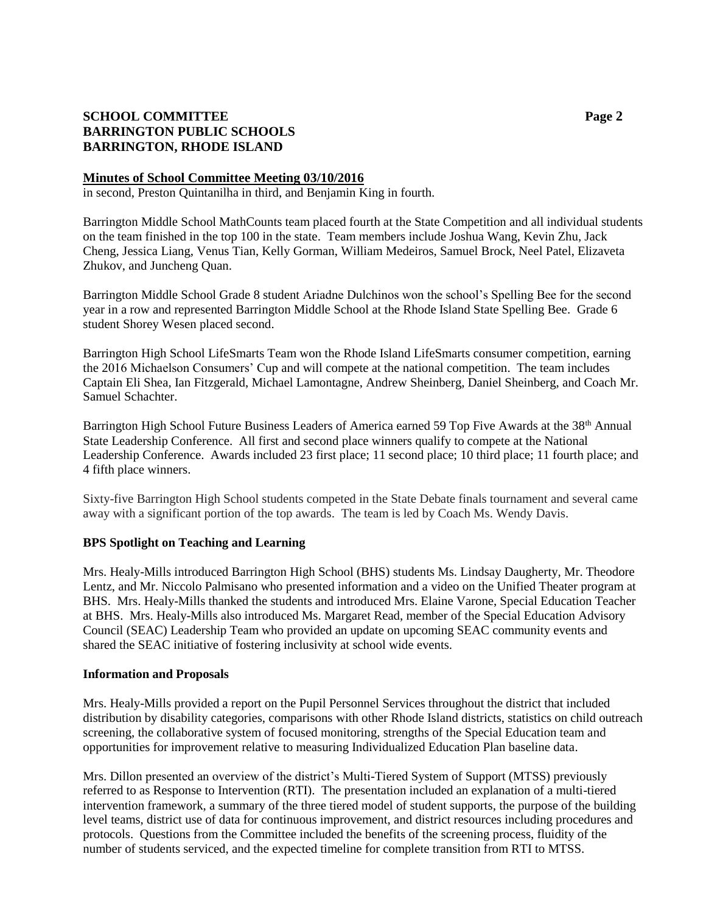**Minutes of School Committee Meeting 03/10/2016**

in second, Preston Quintanilha in third, and Benjamin King in fourth.

Barrington Middle School MathCounts team placed fourth at the State Competition and all individual students on the team finished in the top 100 in the state. Team members include Joshua Wang, Kevin Zhu, Jack Cheng, Jessica Liang, Venus Tian, Kelly Gorman, William Medeiros, Samuel Brock, Neel Patel, Elizaveta Zhukov, and Juncheng Quan.

Barrington Middle School Grade 8 student Ariadne Dulchinos won the school's Spelling Bee for the second year in a row and represented Barrington Middle School at the Rhode Island State Spelling Bee. Grade 6 student Shorey Wesen placed second.

Barrington High School LifeSmarts Team won the Rhode Island LifeSmarts consumer competition, earning the 2016 Michaelson Consumers' Cup and will compete at the national competition. The team includes Captain Eli Shea, Ian Fitzgerald, Michael Lamontagne, Andrew Sheinberg, Daniel Sheinberg, and Coach Mr. Samuel Schachter.

Barrington High School Future Business Leaders of America earned 59 Top Five Awards at the 38th Annual State Leadership Conference. All first and second place winners qualify to compete at the National Leadership Conference. Awards included 23 first place; 11 second place; 10 third place; 11 fourth place; and 4 fifth place winners.

Sixty-five Barrington High School students competed in the State Debate finals tournament and several came away with a significant portion of the top awards. The team is led by Coach Ms. Wendy Davis.

**BPS Spotlight on Teaching and Learning**

Mrs. Healy-Mills introduced Barrington High School (BHS) students Ms. Lindsay Daugherty, Mr. Theodore Lentz, and Mr. Niccolo Palmisano who presented information and a video on the Unified Theater program at BHS. Mrs. Healy-Mills thanked the students and introduced Mrs. Elaine Varone, Special Education Teacher at BHS. Mrs. Healy-Mills also introduced Ms. Margaret Read, member of the Special Education Advisory Council (SEAC) Leadership Team who provided an update on upcoming SEAC community events and shared the SEAC initiative of fostering inclusivity at school wide events.

**Information and Proposals**

Mrs. Healy-Mills provided a report on the Pupil Personnel Services throughout the district that included distribution by disability categories, comparisons with other Rhode Island districts, statistics on child outreach screening, the collaborative system of focused monitoring, strengths of the Special Education team and opportunities for improvement relative to measuring Individualized Education Plan baseline data.

Mrs. Dillon presented an overview of the district's Multi-Tiered System of Support (MTSS) previously referred to as Response to Intervention (RTI). The presentation included an explanation of a multi-tiered intervention framework, a summary of the three tiered model of student supports, the purpose of the building level teams, district use of data for continuous improvement, and district resources including procedures and protocols. Questions from the Committee included the benefits of the screening process, fluidity of the number of students serviced, and the expected timeline for complete transition from RTI to MTSS.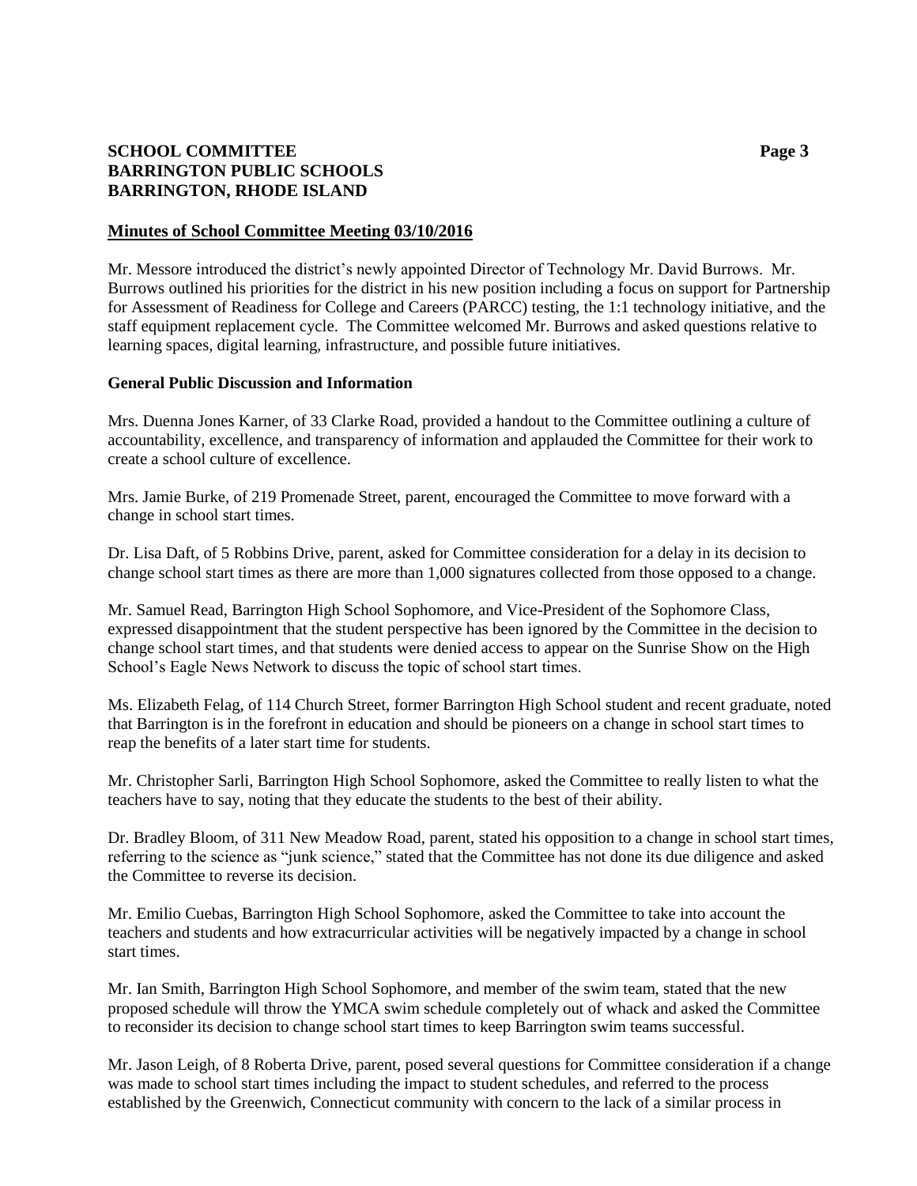## Minutes of School Committee Meeting 03/10/2016

Mr. Messore introduced the district's newly appointed Director of Technology Mr. David Burrows. Mr. Burrows outlined his priorities for the district in his new position including a focus on support for Partnership for Assessment of Readiness for College and Careers (PARCC) testing, the 1:1 technology initiative, and the staff equipment replacement cycle. The Committee welcomed Mr. Burrows and asked questions relative to learning spaces, digital learning, infrastructure, and possible future initiatives.

### General Public Discussion and Information

Mrs. Duenna Jones Karner, of 33 Clarke Road, provided a handout to the Committee outlining a culture of accountability, excellence, and transparency of information and applauded the Committee for their work to create a school culture of excellence.

Mrs. Jamie Burke, of 219 Promenade Street, parent, encouraged the Committee to move forward with a change in school start times.

Dr. Lisa Daft, of 5 Robbins Drive, parent, asked for Committee consideration for a delay in its decision to change school start times as there are more than 1,000 signatures collected from those opposed to a change.

Mr. Samuel Read, Barrington High School Sophomore, and Vice-President of the Sophomore Class, expressed disappointment that the student perspective has been ignored by the Committee in the decision to change school start times, and that students were denied access to appear on the Sunrise Show on the High School's Eagle News Network to discuss the topic of school start times.

Ms. Elizabeth Felag, of 114 Church Street, former Barrington High School student and recent graduate, noted that Barrington is in the forefront in education and should be pioneers on a change in school start times to reap the benefits of a later start time for students.

Mr. Christopher Sarli, Barrington High School Sophomore, asked the Committee to really listen to what the teachers have to say, noting that they educate the students to the best of their ability.

Dr. Bradley Bloom, of 311 New Meadow Road, parent, stated his opposition to a change in school start times, referring to the science as "junk science," stated that the Committee has not done its due diligence and asked the Committee to reverse its decision.

Mr. Emilio Cuebas, Barrington High School Sophomore, asked the Committee to take into account the teachers and students and how extracurricular activities will be negatively impacted by a change in school start times.

Mr. Ian Smith, Barrington High School Sophomore, and member of the swim team, stated that the new proposed schedule will throw the YMCA swim schedule completely out of whack and asked the Committee to reconsider its decision to change school start times to keep Barrington swim teams successful.

Mr. Jason Leigh, of 8 Roberta Drive, parent, posed several questions for Committee consideration if a change was made to school start times including the impact to student schedules, and referred to the process established by the Greenwich, Connecticut community with concern to the lack of a similar process in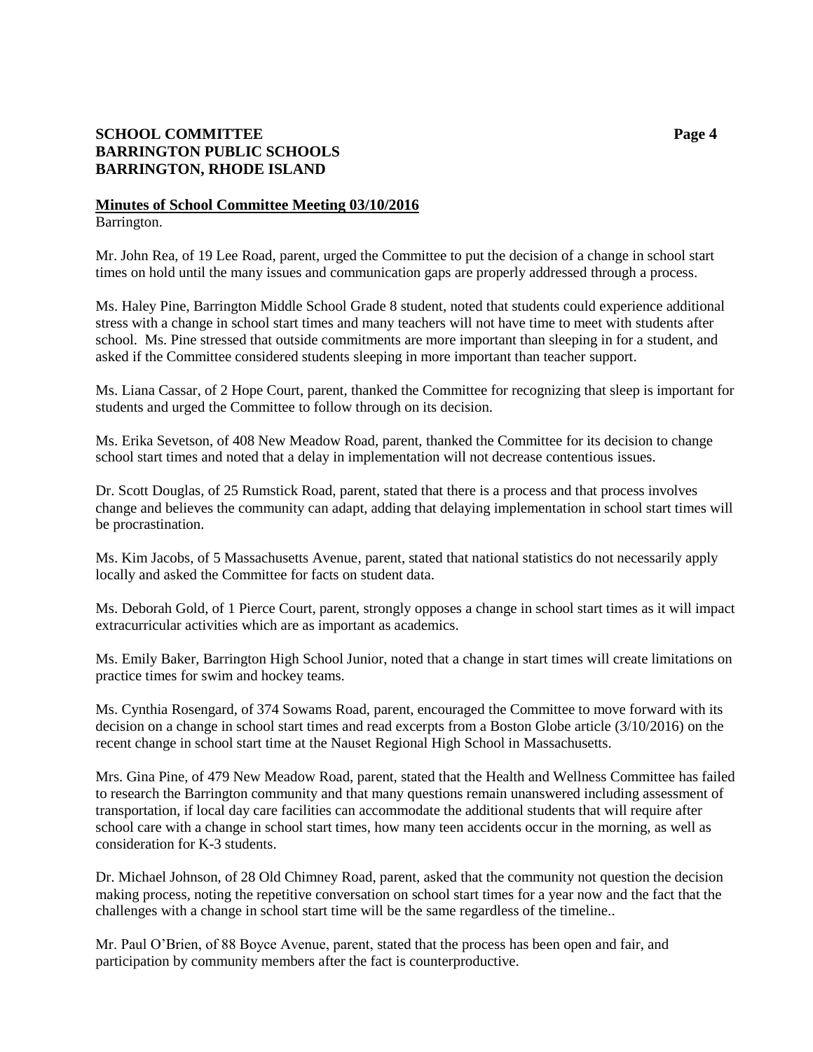**Minutes of School Committee Meeting 03/10/2016**

Barrington.

Mr. John Rea, of 19 Lee Road, parent, urged the Committee to put the decision of a change in school start times on hold until the many issues and communication gaps are properly addressed through a process.

Ms. Haley Pine, Barrington Middle School Grade 8 student, noted that students could experience additional stress with a change in school start times and many teachers will not have time to meet with students after school. Ms. Pine stressed that outside commitments are more important than sleeping in for a student, and asked if the Committee considered students sleeping in more important than teacher support.

Ms. Liana Cassar, of 2 Hope Court, parent, thanked the Committee for recognizing that sleep is important for students and urged the Committee to follow through on its decision.

Ms. Erika Sevetson, of 408 New Meadow Road, parent, thanked the Committee for its decision to change school start times and noted that a delay in implementation will not decrease contentious issues.

Dr. Scott Douglas, of 25 Rumstick Road, parent, stated that there is a process and that process involves change and believes the community can adapt, adding that delaying implementation in school start times will be procrastination.

Ms. Kim Jacobs, of 5 Massachusetts Avenue, parent, stated that national statistics do not necessarily apply locally and asked the Committee for facts on student data.

Ms. Deborah Gold, of 1 Pierce Court, parent, strongly opposes a change in school start times as it will impact extracurricular activities which are as important as academics.

Ms. Emily Baker, Barrington High School Junior, noted that a change in start times will create limitations on practice times for swim and hockey teams.

Ms. Cynthia Rosengard, of 374 Sowams Road, parent, encouraged the Committee to move forward with its decision on a change in school start times and read excerpts from a Boston Globe article (3/10/2016) on the recent change in school start time at the Nauset Regional High School in Massachusetts.

Mrs. Gina Pine, of 479 New Meadow Road, parent, stated that the Health and Wellness Committee has failed to research the Barrington community and that many questions remain unanswered including assessment of transportation, if local day care facilities can accommodate the additional students that will require after school care with a change in school start times, how many teen accidents occur in the morning, as well as consideration for K-3 students.

Dr. Michael Johnson, of 28 Old Chimney Road, parent, asked that the community not question the decision making process, noting the repetitive conversation on school start times for a year now and the fact that the challenges with a change in school start time will be the same regardless of the timeline..

Mr. Paul O'Brien, of 88 Boyce Avenue, parent, stated that the process has been open and fair, and participation by community members after the fact is counterproductive.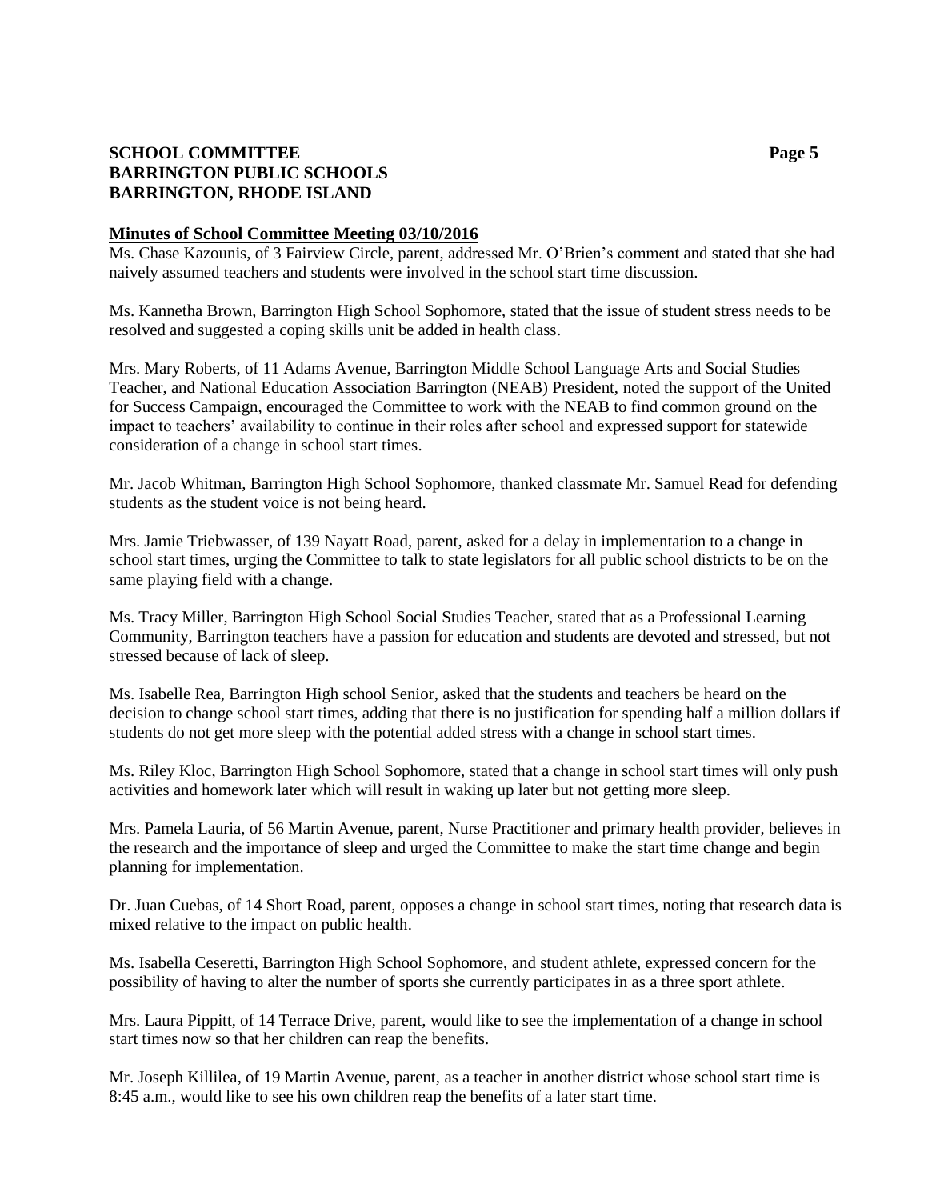**Minutes of School Committee Meeting 03/10/2016**

Ms. Chase Kazounis, of 3 Fairview Circle, parent, addressed Mr. O'Brien's comment and stated that she had naively assumed teachers and students were involved in the school start time discussion.

Ms. Kannetha Brown, Barrington High School Sophomore, stated that the issue of student stress needs to be resolved and suggested a coping skills unit be added in health class.

Mrs. Mary Roberts, of 11 Adams Avenue, Barrington Middle School Language Arts and Social Studies Teacher, and National Education Association Barrington (NEAB) President, noted the support of the United for Success Campaign, encouraged the Committee to work with the NEAB to find common ground on the impact to teachers' availability to continue in their roles after school and expressed support for statewide consideration of a change in school start times.

Mr. Jacob Whitman, Barrington High School Sophomore, thanked classmate Mr. Samuel Read for defending students as the student voice is not being heard.

Mrs. Jamie Triebwasser, of 139 Nayatt Road, parent, asked for a delay in implementation to a change in school start times, urging the Committee to talk to state legislators for all public school districts to be on the same playing field with a change.

Ms. Tracy Miller, Barrington High School Social Studies Teacher, stated that as a Professional Learning Community, Barrington teachers have a passion for education and students are devoted and stressed, but not stressed because of lack of sleep.

Ms. Isabelle Rea, Barrington High school Senior, asked that the students and teachers be heard on the decision to change school start times, adding that there is no justification for spending half a million dollars if students do not get more sleep with the potential added stress with a change in school start times.

Ms. Riley Kloc, Barrington High School Sophomore, stated that a change in school start times will only push activities and homework later which will result in waking up later but not getting more sleep.

Mrs. Pamela Lauria, of 56 Martin Avenue, parent, Nurse Practitioner and primary health provider, believes in the research and the importance of sleep and urged the Committee to make the start time change and begin planning for implementation.

Dr. Juan Cuebas, of 14 Short Road, parent, opposes a change in school start times, noting that research data is mixed relative to the impact on public health.

Ms. Isabella Ceseretti, Barrington High School Sophomore, and student athlete, expressed concern for the possibility of having to alter the number of sports she currently participates in as a three sport athlete.

Mrs. Laura Pippitt, of 14 Terrace Drive, parent, would like to see the implementation of a change in school start times now so that her children can reap the benefits.

Mr. Joseph Killilea, of 19 Martin Avenue, parent, as a teacher in another district whose school start time is 8:45 a.m., would like to see his own children reap the benefits of a later start time.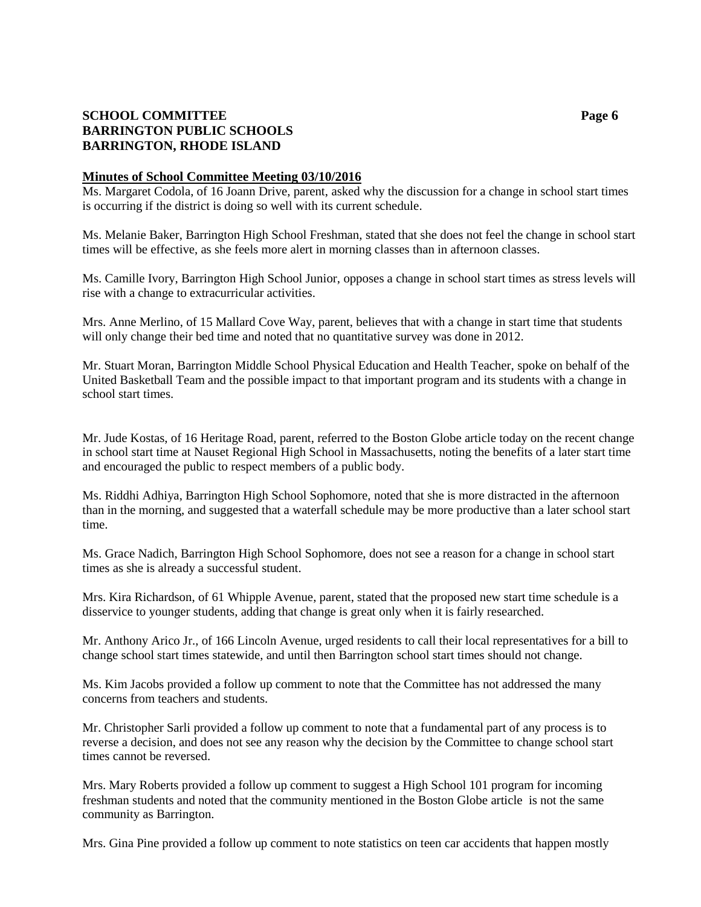**Minutes of School Committee Meeting 03/10/2016**

Ms. Margaret Codola, of 16 Joann Drive, parent, asked why the discussion for a change in school start times is occurring if the district is doing so well with its current schedule.

Ms. Melanie Baker, Barrington High School Freshman, stated that she does not feel the change in school start times will be effective, as she feels more alert in morning classes than in afternoon classes.

Ms. Camille Ivory, Barrington High School Junior, opposes a change in school start times as stress levels will rise with a change to extracurricular activities.

Mrs. Anne Merlino, of 15 Mallard Cove Way, parent, believes that with a change in start time that students will only change their bed time and noted that no quantitative survey was done in 2012.

Mr. Stuart Moran, Barrington Middle School Physical Education and Health Teacher, spoke on behalf of the United Basketball Team and the possible impact to that important program and its students with a change in school start times.

Mr. Jude Kostas, of 16 Heritage Road, parent, referred to the Boston Globe article today on the recent change in school start time at Nauset Regional High School in Massachusetts, noting the benefits of a later start time and encouraged the public to respect members of a public body.

Ms. Riddhi Adhiya, Barrington High School Sophomore, noted that she is more distracted in the afternoon than in the morning, and suggested that a waterfall schedule may be more productive than a later school start time.

Ms. Grace Nadich, Barrington High School Sophomore, does not see a reason for a change in school start times as she is already a successful student.

Mrs. Kira Richardson, of 61 Whipple Avenue, parent, stated that the proposed new start time schedule is a disservice to younger students, adding that change is great only when it is fairly researched.

Mr. Anthony Arico Jr., of 166 Lincoln Avenue, urged residents to call their local representatives for a bill to change school start times statewide, and until then Barrington school start times should not change.

Ms. Kim Jacobs provided a follow up comment to note that the Committee has not addressed the many concerns from teachers and students.

Mr. Christopher Sarli provided a follow up comment to note that a fundamental part of any process is to reverse a decision, and does not see any reason why the decision by the Committee to change school start times cannot be reversed.

Mrs. Mary Roberts provided a follow up comment to suggest a High School 101 program for incoming freshman students and noted that the community mentioned in the Boston Globe article is not the same community as Barrington.

Mrs. Gina Pine provided a follow up comment to note statistics on teen car accidents that happen mostly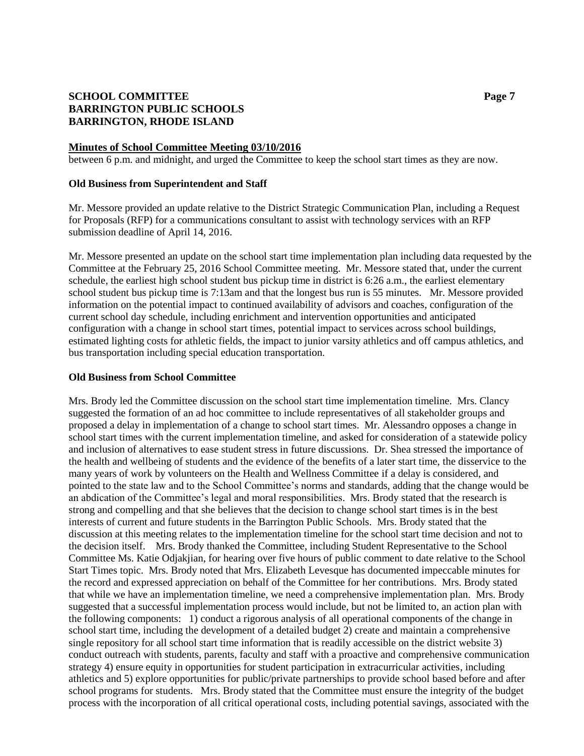**Minutes of School Committee Meeting 03/10/2016**

between 6 p.m. and midnight, and urged the Committee to keep the school start times as they are now.

**Old Business from Superintendent and Staff**

Mr. Messore provided an update relative to the District Strategic Communication Plan, including a Request for Proposals (RFP) for a communications consultant to assist with technology services with an RFP submission deadline of April 14, 2016.

Mr. Messore presented an update on the school start time implementation plan including data requested by the Committee at the February 25, 2016 School Committee meeting. Mr. Messore stated that, under the current schedule, the earliest high school student bus pickup time in district is 6:26 a.m., the earliest elementary school student bus pickup time is 7:13am and that the longest bus run is 55 minutes. Mr. Messore provided information on the potential impact to continued availability of advisors and coaches, configuration of the current school day schedule, including enrichment and intervention opportunities and anticipated configuration with a change in school start times, potential impact to services across school buildings, estimated lighting costs for athletic fields, the impact to junior varsity athletics and off campus athletics, and bus transportation including special education transportation.

**Old Business from School Committee**

Mrs. Brody led the Committee discussion on the school start time implementation timeline. Mrs. Clancy suggested the formation of an ad hoc committee to include representatives of all stakeholder groups and proposed a delay in implementation of a change to school start times. Mr. Alessandro opposes a change in school start times with the current implementation timeline, and asked for consideration of a statewide policy and inclusion of alternatives to ease student stress in future discussions. Dr. Shea stressed the importance of the health and wellbeing of students and the evidence of the benefits of a later start time, the disservice to the many years of work by volunteers on the Health and Wellness Committee if a delay is considered, and pointed to the state law and to the School Committee's norms and standards, adding that the change would be an abdication of the Committee's legal and moral responsibilities. Mrs. Brody stated that the research is strong and compelling and that she believes that the decision to change school start times is in the best interests of current and future students in the Barrington Public Schools. Mrs. Brody stated that the discussion at this meeting relates to the implementation timeline for the school start time decision and not to the decision itself. Mrs. Brody thanked the Committee, including Student Representative to the School Committee Ms. Katie Odjakjian, for hearing over five hours of public comment to date relative to the School Start Times topic. Mrs. Brody noted that Mrs. Elizabeth Levesque has documented impeccable minutes for the record and expressed appreciation on behalf of the Committee for her contributions. Mrs. Brody stated that while we have an implementation timeline, we need a comprehensive implementation plan. Mrs. Brody suggested that a successful implementation process would include, but not be limited to, an action plan with the following components: 1) conduct a rigorous analysis of all operational components of the change in school start time, including the development of a detailed budget 2) create and maintain a comprehensive single repository for all school start time information that is readily accessible on the district website 3) conduct outreach with students, parents, faculty and staff with a proactive and comprehensive communication strategy 4) ensure equity in opportunities for student participation in extracurricular activities, including athletics and 5) explore opportunities for public/private partnerships to provide school based before and after school programs for students. Mrs. Brody stated that the Committee must ensure the integrity of the budget process with the incorporation of all critical operational costs, including potential savings, associated with the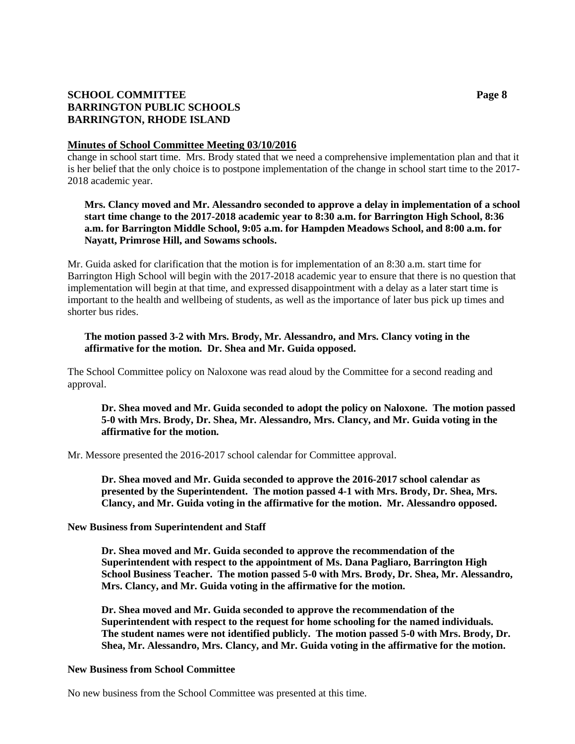**Minutes of School Committee Meeting 03/10/2016**

change in school start time. Mrs. Brody stated that we need a comprehensive implementation plan and that it is her belief that the only choice is to postpone implementation of the change in school start time to the 2017-2018 academic year.

> **Mrs. Clancy moved and Mr. Alessandro seconded to approve a delay in implementation of a school start time change to the 2017-2018 academic year to 8:30 a.m. for Barrington High School, 8:36 a.m. for Barrington Middle School, 9:05 a.m. for Hampden Meadows School, and 8:00 a.m. for Nayatt, Primrose Hill, and Sowams schools.**

Mr. Guida asked for clarification that the motion is for implementation of an 8:30 a.m. start time for Barrington High School will begin with the 2017-2018 academic year to ensure that there is no question that implementation will begin at that time, and expressed disappointment with a delay as a later start time is important to the health and wellbeing of students, as well as the importance of later bus pick up times and shorter bus rides.

> **The motion passed 3-2 with Mrs. Brody, Mr. Alessandro, and Mrs. Clancy voting in the affirmative for the motion. Dr. Shea and Mr. Guida opposed.**

The School Committee policy on Naloxone was read aloud by the Committee for a second reading and approval.

> **Dr. Shea moved and Mr. Guida seconded to adopt the policy on Naloxone. The motion passed 5-0 with Mrs. Brody, Dr. Shea, Mr. Alessandro, Mrs. Clancy, and Mr. Guida voting in the affirmative for the motion.**

Mr. Messore presented the 2016-2017 school calendar for Committee approval.

> **Dr. Shea moved and Mr. Guida seconded to approve the 2016-2017 school calendar as presented by the Superintendent. The motion passed 4-1 with Mrs. Brody, Dr. Shea, Mrs. Clancy, and Mr. Guida voting in the affirmative for the motion. Mr. Alessandro opposed.**

**New Business from Superintendent and Staff**

> **Dr. Shea moved and Mr. Guida seconded to approve the recommendation of the Superintendent with respect to the appointment of Ms. Dana Pagliaro, Barrington High School Business Teacher. The motion passed 5-0 with Mrs. Brody, Dr. Shea, Mr. Alessandro, Mrs. Clancy, and Mr. Guida voting in the affirmative for the motion.**

> **Dr. Shea moved and Mr. Guida seconded to approve the recommendation of the Superintendent with respect to the request for home schooling for the named individuals. The student names were not identified publicly. The motion passed 5-0 with Mrs. Brody, Dr. Shea, Mr. Alessandro, Mrs. Clancy, and Mr. Guida voting in the affirmative for the motion.**

**New Business from School Committee**

No new business from the School Committee was presented at this time.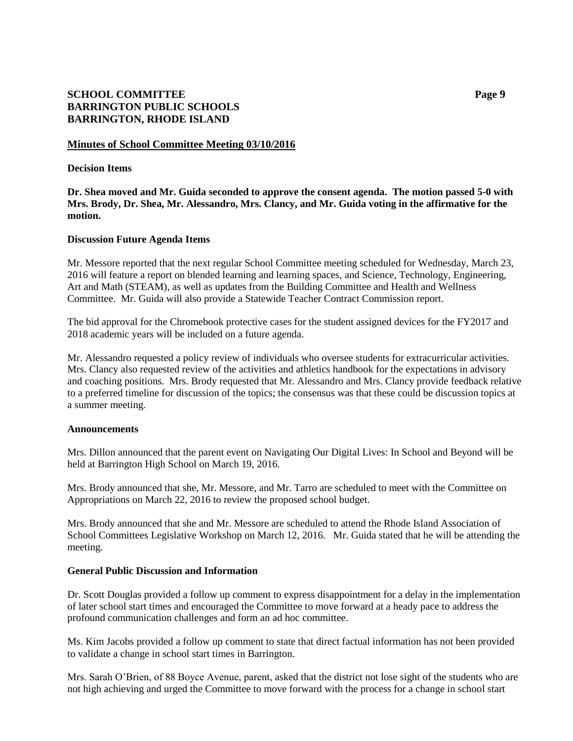## Minutes of School Committee Meeting 03/10/2016

### Decision Items

**Dr. Shea moved and Mr. Guida seconded to approve the consent agenda. The motion passed 5-0 with Mrs. Brody, Dr. Shea, Mr. Alessandro, Mrs. Clancy, and Mr. Guida voting in the affirmative for the motion.**

### Discussion Future Agenda Items

Mr. Messore reported that the next regular School Committee meeting scheduled for Wednesday, March 23, 2016 will feature a report on blended learning and learning spaces, and Science, Technology, Engineering, Art and Math (STEAM), as well as updates from the Building Committee and Health and Wellness Committee. Mr. Guida will also provide a Statewide Teacher Contract Commission report.

The bid approval for the Chromebook protective cases for the student assigned devices for the FY2017 and 2018 academic years will be included on a future agenda.

Mr. Alessandro requested a policy review of individuals who oversee students for extracurricular activities. Mrs. Clancy also requested review of the activities and athletics handbook for the expectations in advisory and coaching positions. Mrs. Brody requested that Mr. Alessandro and Mrs. Clancy provide feedback relative to a preferred timeline for discussion of the topics; the consensus was that these could be discussion topics at a summer meeting.

### Announcements

Mrs. Dillon announced that the parent event on Navigating Our Digital Lives: In School and Beyond will be held at Barrington High School on March 19, 2016.

Mrs. Brody announced that she, Mr. Messore, and Mr. Tarro are scheduled to meet with the Committee on Appropriations on March 22, 2016 to review the proposed school budget.

Mrs. Brody announced that she and Mr. Messore are scheduled to attend the Rhode Island Association of School Committees Legislative Workshop on March 12, 2016. Mr. Guida stated that he will be attending the meeting.

### General Public Discussion and Information

Dr. Scott Douglas provided a follow up comment to express disappointment for a delay in the implementation of later school start times and encouraged the Committee to move forward at a heady pace to address the profound communication challenges and form an ad hoc committee.

Ms. Kim Jacobs provided a follow up comment to state that direct factual information has not been provided to validate a change in school start times in Barrington.

Mrs. Sarah O'Brien, of 88 Boyce Avenue, parent, asked that the district not lose sight of the students who are not high achieving and urged the Committee to move forward with the process for a change in school start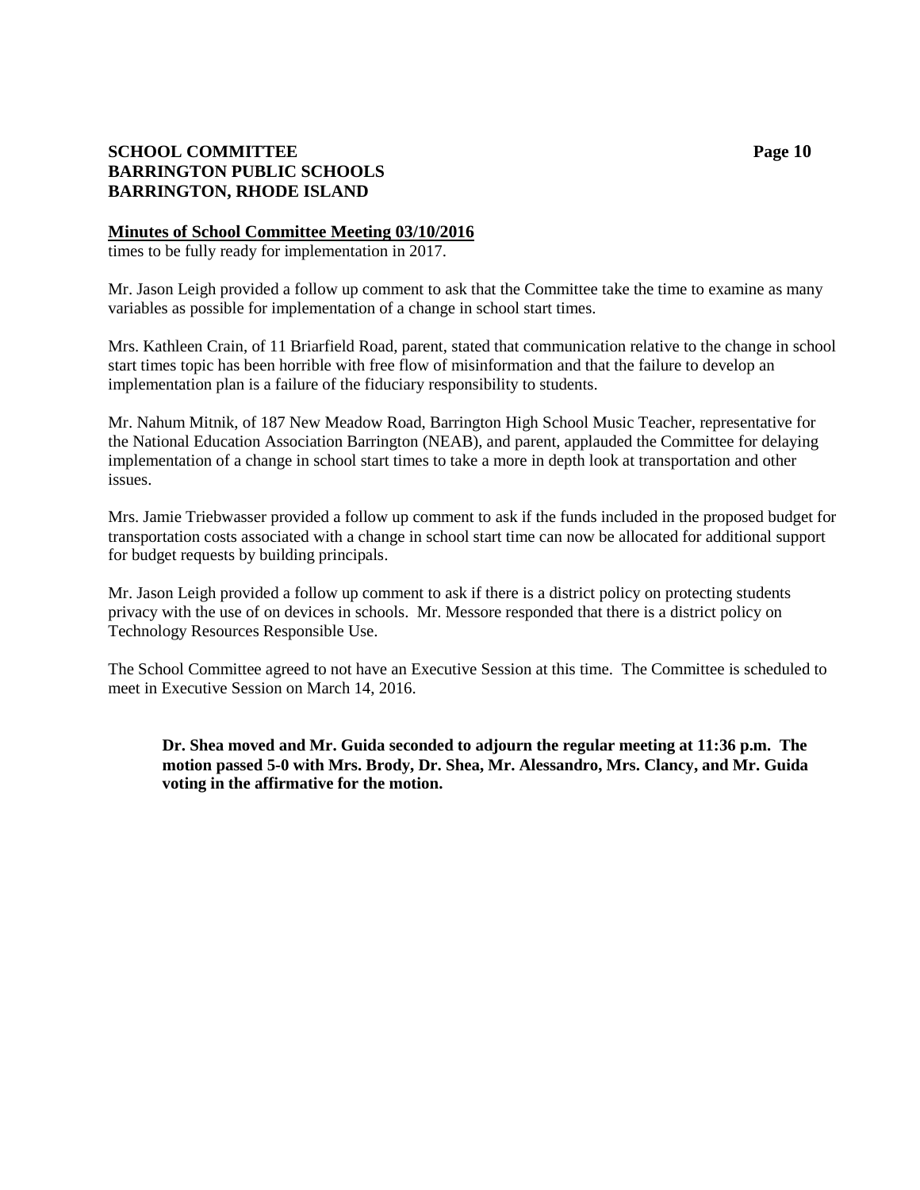**Minutes of School Committee Meeting 03/10/2016**

times to be fully ready for implementation in 2017.

Mr. Jason Leigh provided a follow up comment to ask that the Committee take the time to examine as many variables as possible for implementation of a change in school start times.

Mrs. Kathleen Crain, of 11 Briarfield Road, parent, stated that communication relative to the change in school start times topic has been horrible with free flow of misinformation and that the failure to develop an implementation plan is a failure of the fiduciary responsibility to students.

Mr. Nahum Mitnik, of 187 New Meadow Road, Barrington High School Music Teacher, representative for the National Education Association Barrington (NEAB), and parent, applauded the Committee for delaying implementation of a change in school start times to take a more in depth look at transportation and other issues.

Mrs. Jamie Triebwasser provided a follow up comment to ask if the funds included in the proposed budget for transportation costs associated with a change in school start time can now be allocated for additional support for budget requests by building principals.

Mr. Jason Leigh provided a follow up comment to ask if there is a district policy on protecting students privacy with the use of on devices in schools. Mr. Messore responded that there is a district policy on Technology Resources Responsible Use.

The School Committee agreed to not have an Executive Session at this time. The Committee is scheduled to meet in Executive Session on March 14, 2016.

**Dr. Shea moved and Mr. Guida seconded to adjourn the regular meeting at 11:36 p.m. The motion passed 5-0 with Mrs. Brody, Dr. Shea, Mr. Alessandro, Mrs. Clancy, and Mr. Guida voting in the affirmative for the motion.**